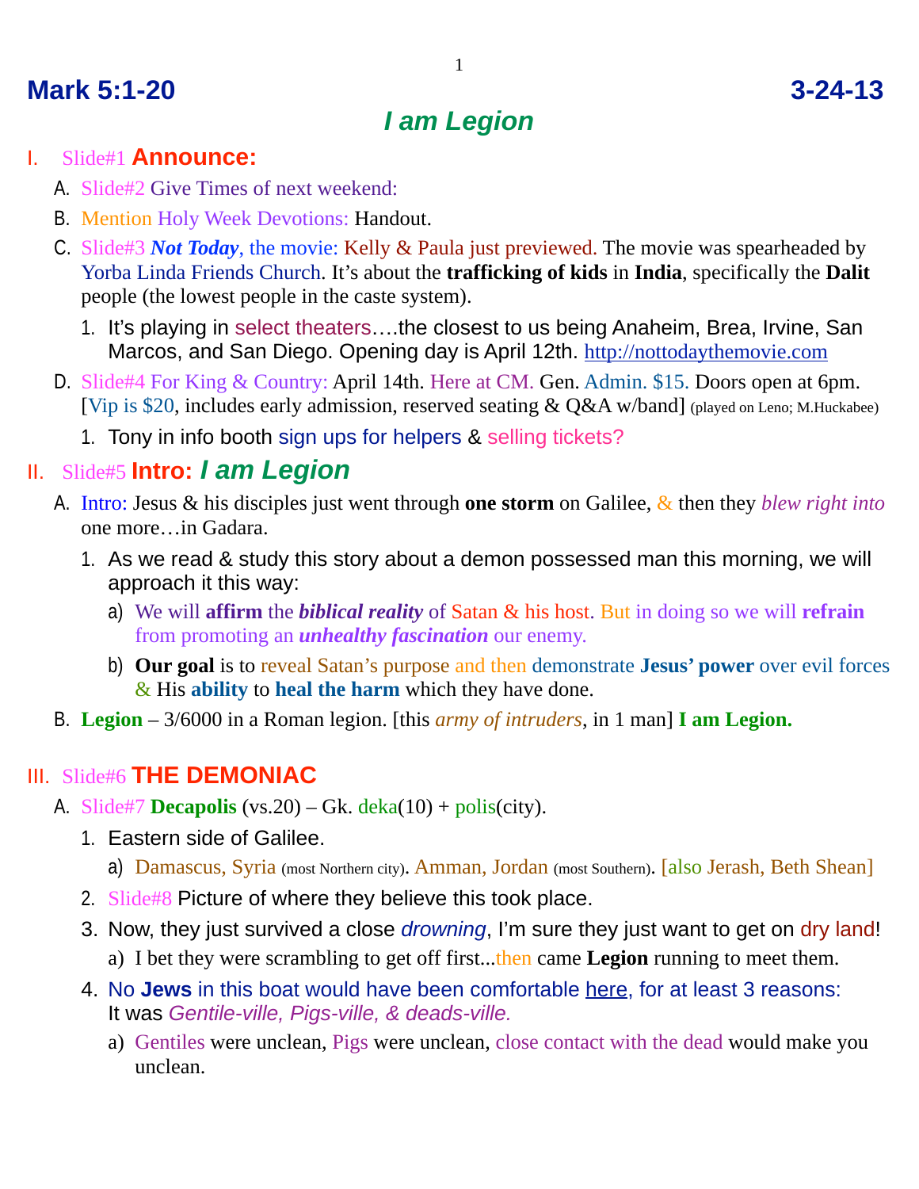# Mark 5:1-20 3-24-13

## *I am Legion*

I. Slide#1 **Announce:**

A. Slide#2 Give Times of next weekend:

B. Mention Holy Week Devotions: Handout.

C. Slide#3 ***Not Today***, the movie: Kelly & Paula just previewed. The movie was spearheaded by Yorba Linda Friends Church. It's about the **trafficking of kids** in **India**, specifically the **Dalit** people (the lowest people in the caste system).

1. It's playing in select theaters….the closest to us being Anaheim, Brea, Irvine, San Marcos, and San Diego. Opening day is April 12th. http://nottodaythemovie.com

D. Slide#4 For King & Country: April 14th. Here at CM. Gen. Admin. $15. Doors open at 6pm. [Vip is $20, includes early admission, reserved seating & Q&A w/band] (played on Leno; M.Huckabee)

1. Tony in info booth sign ups for helpers & selling tickets?

II. Slide#5 **Intro: *I am Legion***

A. Intro: Jesus & his disciples just went through **one storm** on Galilee, & then they *blew right into* one more…in Gadara.

1. As we read & study this story about a demon possessed man this morning, we will approach it this way:

a) We will **affirm** the ***biblical reality*** of Satan & his host. But in doing so we will **refrain** from promoting an ***unhealthy fascination*** our enemy.

b) **Our goal** is to reveal Satan's purpose and then demonstrate **Jesus' power** over evil forces & His **ability** to **heal the harm** which they have done.

B. **Legion** – 3/6000 in a Roman legion. [this *army of intruders*, in 1 man] **I am Legion.**

III. Slide#6 **THE DEMONIAC**

A. Slide#7 **Decapolis** (vs.20) – Gk. deka(10) + polis(city).

1. Eastern side of Galilee.

a) Damascus, Syria (most Northern city). Amman, Jordan (most Southern). [also Jerash, Beth Shean]

2. Slide#8 Picture of where they believe this took place.

3. Now, they just survived a close *drowning*, I'm sure they just want to get on dry land!

a) I bet they were scrambling to get off first...then came **Legion** running to meet them.

4. No **Jews** in this boat would have been comfortable here, for at least 3 reasons: It was *Gentile-ville, Pigs-ville, & deads-ville.*

a) Gentiles were unclean, Pigs were unclean, close contact with the dead would make you unclean.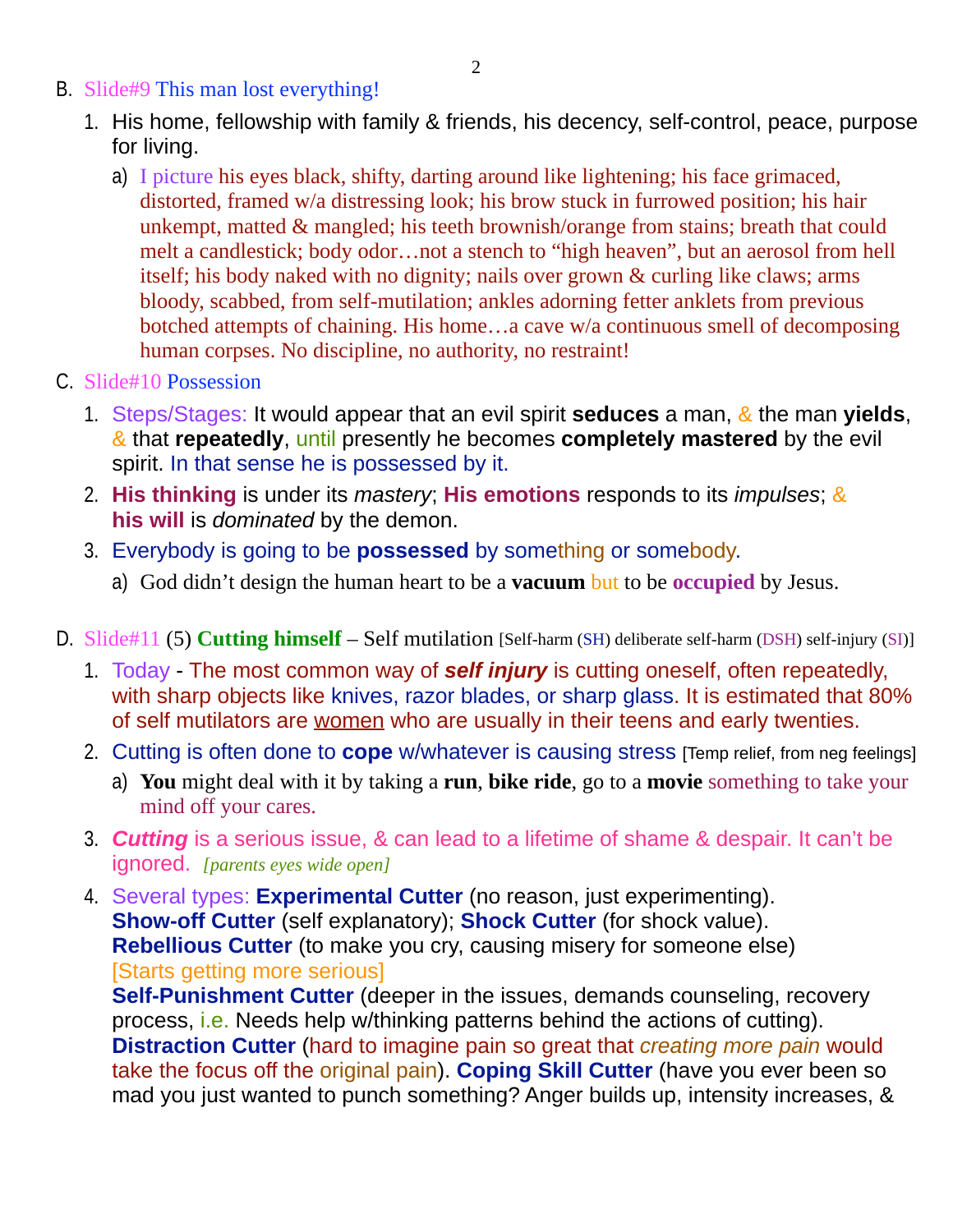B. Slide#9 This man lost everything!

1. His home, fellowship with family & friends, his decency, self-control, peace, purpose for living.
   a) I picture his eyes black, shifty, darting around like lightening; his face grimaced, distorted, framed w/a distressing look; his brow stuck in furrowed position; his hair unkempt, matted & mangled; his teeth brownish/orange from stains; breath that could melt a candlestick; body odor…not a stench to "high heaven", but an aerosol from hell itself; his body naked with no dignity; nails over grown & curling like claws; arms bloody, scabbed, from self-mutilation; ankles adorning fetter anklets from previous botched attempts of chaining. His home…a cave w/a continuous smell of decomposing human corpses. No discipline, no authority, no restraint!

C. Slide#10 Possession

1. Steps/Stages: It would appear that an evil spirit **seduces** a man, & the man **yields**, & that **repeatedly**, until presently he becomes **completely mastered** by the evil spirit. In that sense he is possessed by it.
2. **His thinking** is under its *mastery*; **His emotions** responds to its *impulses*; & **his will** is *dominated* by the demon.
3. Everybody is going to be **possessed** by something or somebody.
   a) God didn't design the human heart to be a **vacuum** but to be **occupied** by Jesus.

D. Slide#11 (5) **Cutting himself** – Self mutilation [Self-harm (SH) deliberate self-harm (DSH) self-injury (SI)]

1. Today - The most common way of ***self injury*** is cutting oneself, often repeatedly, with sharp objects like knives, razor blades, or sharp glass. It is estimated that 80% of self mutilators are <u>women</u> who are usually in their teens and early twenties.
2. Cutting is often done to **cope** w/whatever is causing stress [Temp relief, from neg feelings]
   a) **You** might deal with it by taking a **run**, **bike ride**, go to a **movie** something to take your mind off your cares.
3. ***Cutting*** is a serious issue, & can lead to a lifetime of shame & despair. It can't be ignored. *[parents eyes wide open]*
4. Several types: **Experimental Cutter** (no reason, just experimenting). **Show-off Cutter** (self explanatory); **Shock Cutter** (for shock value). **Rebellious Cutter** (to make you cry, causing misery for someone else) [Starts getting more serious] **Self-Punishment Cutter** (deeper in the issues, demands counseling, recovery process, i.e. Needs help w/thinking patterns behind the actions of cutting). **Distraction Cutter** (hard to imagine pain so great that *creating more pain* would take the focus off the original pain). **Coping Skill Cutter** (have you ever been so mad you just wanted to punch something? Anger builds up, intensity increases, &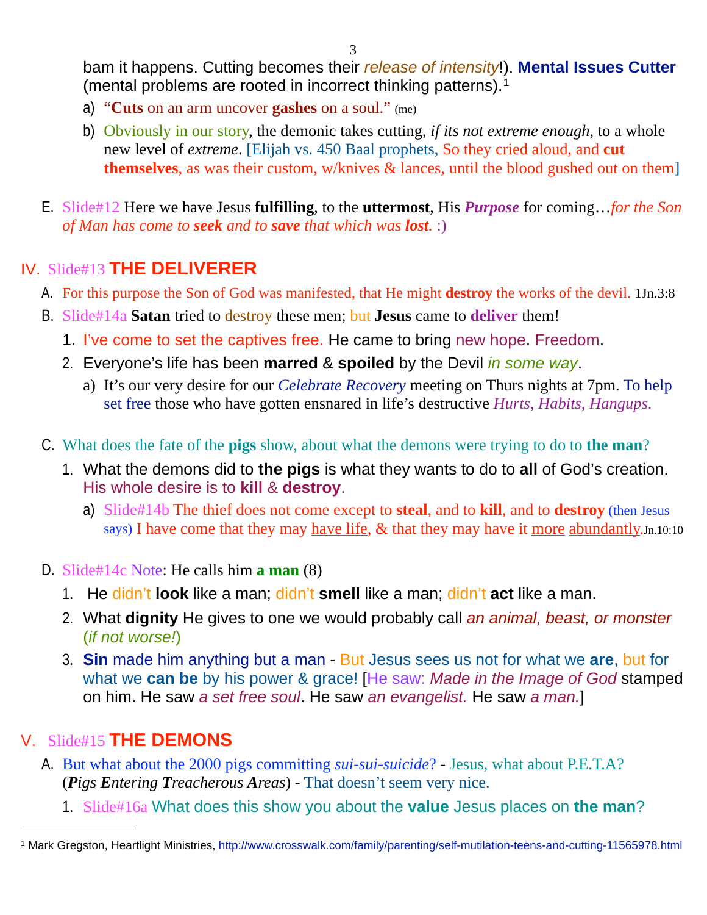bam it happens. Cutting becomes their *release of intensity*!). **Mental Issues Cutter** (mental problems are rooted in incorrect thinking patterns).[1]

a) "**Cuts** on an arm uncover **gashes** on a soul." (me)

b) Obviously in our story, the demonic takes cutting, *if its not extreme enough*, to a whole new level of *extreme*. [Elijah vs. 450 Baal prophets, So they cried aloud, and **cut themselves**, as was their custom, w/knives & lances, until the blood gushed out on them]

E. Slide#12 Here we have Jesus **fulfilling**, to the **uttermost**, His ***Purpose*** for coming…*for the Son of Man has come to **seek** and to **save** that which was **lost**.* :)

## IV. Slide#13 THE DELIVERER

A. For this purpose the Son of God was manifested, that He might **destroy** the works of the devil. 1Jn.3:8

B. Slide#14a **Satan** tried to destroy these men; but **Jesus** came to **deliver** them!

1. I've come to set the captives free. He came to bring new hope. Freedom.
2. Everyone's life has been **marred** & **spoiled** by the Devil *in some way*.
   a) It's our very desire for our *Celebrate Recovery* meeting on Thurs nights at 7pm. To help set free those who have gotten ensnared in life's destructive *Hurts, Habits, Hangups.*

C. What does the fate of the **pigs** show, about what the demons were trying to do to **the man**?

1. What the demons did to **the pigs** is what they wants to do to **all** of God's creation. His whole desire is to **kill** & **destroy**.
   a) Slide#14b The thief does not come except to **steal**, and to **kill**, and to **destroy** (then Jesus says) I have come that they may have life, & that they may have it more abundantly.Jn.10:10

D. Slide#14c Note: He calls him **a man** (8)

1. He didn't **look** like a man; didn't **smell** like a man; didn't **act** like a man.
2. What **dignity** He gives to one we would probably call *an animal, beast, or monster* (*if not worse!*)
3. **Sin** made him anything but a man - But Jesus sees us not for what we **are**, but for what we **can be** by his power & grace! [He saw: *Made in the Image of God* stamped on him. He saw *a set free soul*. He saw *an evangelist.* He saw *a man.*]

## V. Slide#15 THE DEMONS

A. But what about the 2000 pigs committing *sui-sui-suicide*? - Jesus, what about P.E.T.A? (***P****igs* ***E****ntering* ***T****reacherous* ***A****reas*) - That doesn't seem very nice.

1. Slide#16a What does this show you about the **value** Jesus places on **the man**?

---

[1] Mark Gregston, Heartlight Ministries, http://www.crosswalk.com/family/parenting/self-mutilation-teens-and-cutting-11565978.html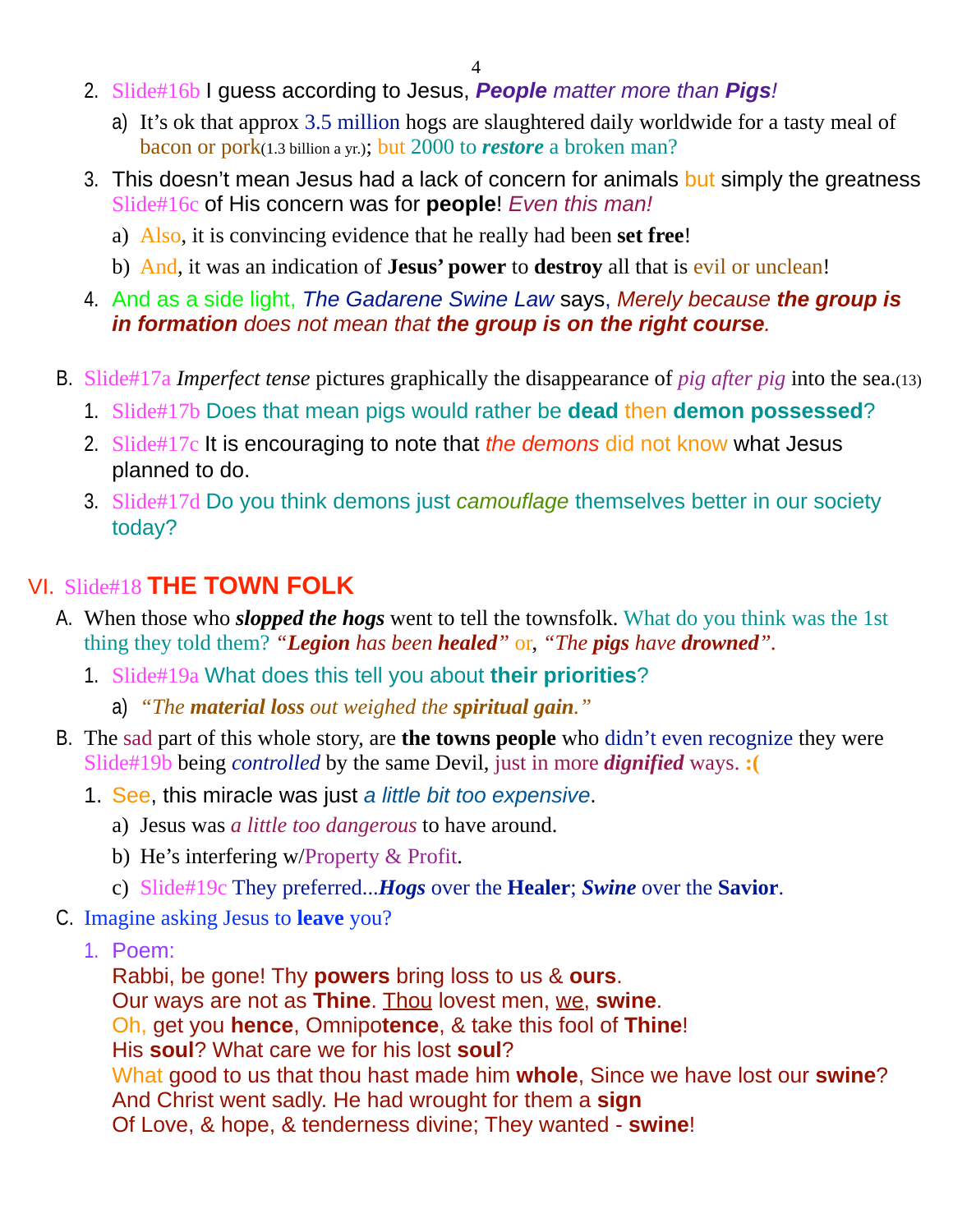2. Slide#16b I guess according to Jesus, ***People*** *matter more than* ***Pigs****!*
   a) It's ok that approx 3.5 million hogs are slaughtered daily worldwide for a tasty meal of bacon or pork(1.3 billion a yr.); but 2000 to ***restore*** a broken man?
3. This doesn't mean Jesus had a lack of concern for animals but simply the greatness Slide#16c of His concern was for **people**! *Even this man!*
   a) Also, it is convincing evidence that he really had been **set free**!
   b) And, it was an indication of **Jesus' power** to **destroy** all that is evil or unclean!
4. And as a side light, *The Gadarene Swine Law* says, *Merely because* ***the group is in formation*** *does not mean that* ***the group is on the right course****.*

B. Slide#17a *Imperfect tense* pictures graphically the disappearance of *pig after pig* into the sea.(13)
   1. Slide#17b Does that mean pigs would rather be **dead** then **demon possessed**?
   2. Slide#17c It is encouraging to note that *the demons* did not know what Jesus planned to do.
   3. Slide#17d Do you think demons just *camouflage* themselves better in our society today?

## VI. Slide#18 THE TOWN FOLK

A. When those who ***slopped the hogs*** went to tell the townsfolk. What do you think was the 1st thing they told them? *"**Legion** has been **healed**"* or, *"The **pigs** have **drowned**".*
   1. Slide#19a What does this tell you about **their priorities**?
      a) *"The **material loss** out weighed the **spiritual gain**."*
B. The sad part of this whole story, are **the towns people** who didn't even recognize they were Slide#19b being *controlled* by the same Devil, just in more ***dignified*** ways. **:(**
   1. See, this miracle was just *a little bit too expensive*.
      a) Jesus was *a little too dangerous* to have around.
      b) He's interfering w/Property & Profit.
      c) Slide#19c They preferred...***Hogs*** over the **Healer**; ***Swine*** over the **Savior**.
C. Imagine asking Jesus to **leave** you?
   1. Poem:
      Rabbi, be gone! Thy **powers** bring loss to us & **ours**.
      Our ways are not as **Thine**. Thou lovest men, we, **swine**.
      Oh, get you **hence**, Omnipo**tence**, & take this fool of **Thine**!
      His **soul**? What care we for his lost **soul**?
      What good to us that thou hast made him **whole**, Since we have lost our **swine**?
      And Christ went sadly. He had wrought for them a **sign**
      Of Love, & hope, & tenderness divine; They wanted - **swine**!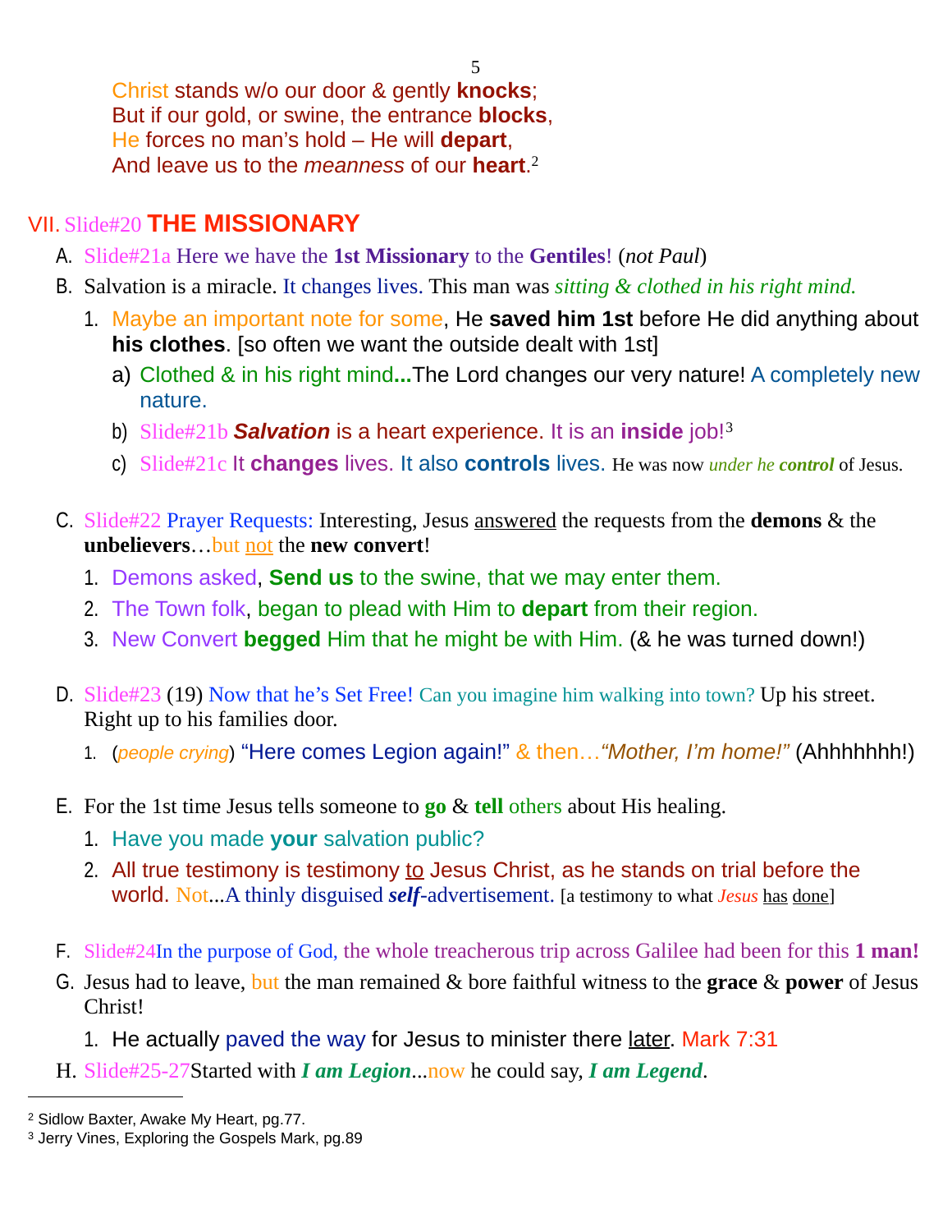Christ stands w/o our door & gently **knocks**;
But if our gold, or swine, the entrance **blocks**,
He forces no man's hold – He will **depart**,
And leave us to the *meanness* of our **heart**.[2]

## VII. Slide#20 THE MISSIONARY

A. Slide#21a Here we have the **1st Missionary** to the **Gentiles**! (*not Paul*)

B. Salvation is a miracle. It changes lives. This man was *sitting & clothed in his right mind.*

1. Maybe an important note for some, He **saved him 1st** before He did anything about **his clothes**. [so often we want the outside dealt with 1st]
    a) Clothed & in his right mind**...**The Lord changes our very nature! A completely new nature.
    b) Slide#21b ***Salvation*** is a heart experience. It is an **inside** job![3]
    c) Slide#21c It **changes** lives. It also **controls** lives. He was now *under he **control*** of Jesus.

C. Slide#22 Prayer Requests: Interesting, Jesus answered the requests from the **demons** & the **unbelievers**…but not the **new convert**!

1. Demons asked, **Send us** to the swine, that we may enter them.
2. The Town folk, began to plead with Him to **depart** from their region.
3. New Convert **begged** Him that he might be with Him. (& he was turned down!)

D. Slide#23 (19) Now that he's Set Free! Can you imagine him walking into town? Up his street. Right up to his families door.

1. (*people crying*) "Here comes Legion again!" & then…*"Mother, I'm home!"* (Ahhhhhhh!)

E. For the 1st time Jesus tells someone to **go** & **tell** others about His healing.

1. Have you made **your** salvation public?
2. All true testimony is testimony to Jesus Christ, as he stands on trial before the world. Not...A thinly disguised ***self***-advertisement. [a testimony to what *Jesus* has done]

F. Slide#24In the purpose of God, the whole treacherous trip across Galilee had been for this **1 man!**

G. Jesus had to leave, but the man remained & bore faithful witness to the **grace** & **power** of Jesus Christ!

1. He actually paved the way for Jesus to minister there later. Mark 7:31

H. Slide#25-27Started with ***I am Legion***...now he could say, ***I am Legend***.

---

[2] Sidlow Baxter, Awake My Heart, pg.77.
[3] Jerry Vines, Exploring the Gospels Mark, pg.89